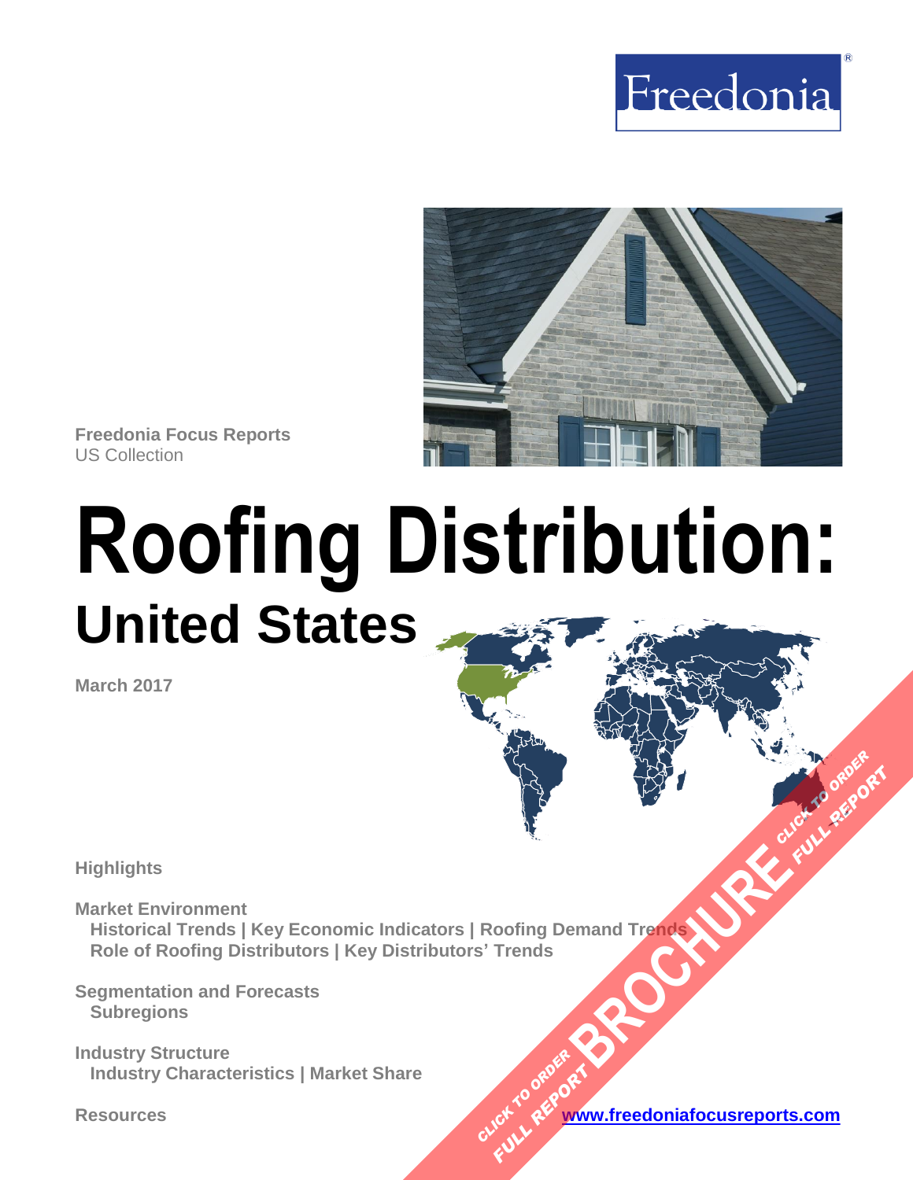Freedonia

Freedonia Focus Reports
US Collection

# Roofing Distribution:
## United States

March 2017

**Highlights**

**Market Environment**
Historical Trends | Key Economic Indicators | Roofing Demand Trends
Role of Roofing Distributors | Key Distributors' Trends

**Segmentation and Forecasts**
Subregions

**Industry Structure**
Industry Characteristics | Market Share

**Resources**

www.freedoniafocusreports.com

CLICK TO ORDER FULL REPORT BROCHURE CLICK TO ORDER FULL REPORT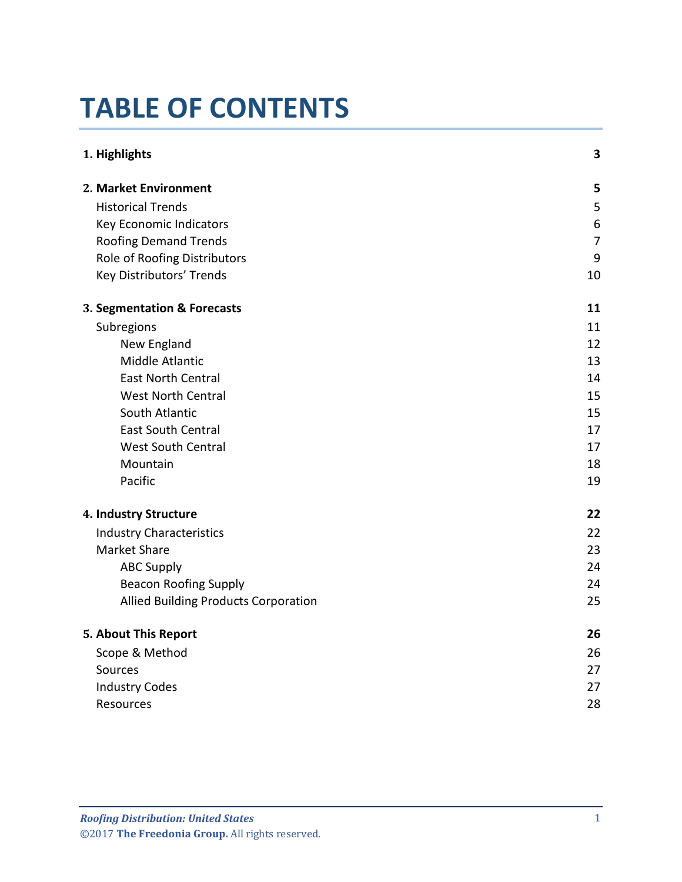# TABLE OF CONTENTS

| | |
|---|---|
| **1. Highlights** | **3** |
| **2. Market Environment** | **5** |
| Historical Trends | 5 |
| Key Economic Indicators | 6 |
| Roofing Demand Trends | 7 |
| Role of Roofing Distributors | 9 |
| Key Distributors' Trends | 10 |
| **3. Segmentation & Forecasts** | **11** |
| Subregions | 11 |
| New England | 12 |
| Middle Atlantic | 13 |
| East North Central | 14 |
| West North Central | 15 |
| South Atlantic | 15 |
| East South Central | 17 |
| West South Central | 17 |
| Mountain | 18 |
| Pacific | 19 |
| **4. Industry Structure** | **22** |
| Industry Characteristics | 22 |
| Market Share | 23 |
| ABC Supply | 24 |
| Beacon Roofing Supply | 24 |
| Allied Building Products Corporation | 25 |
| **5. About This Report** | **26** |
| Scope & Method | 26 |
| Sources | 27 |
| Industry Codes | 27 |
| Resources | 28 |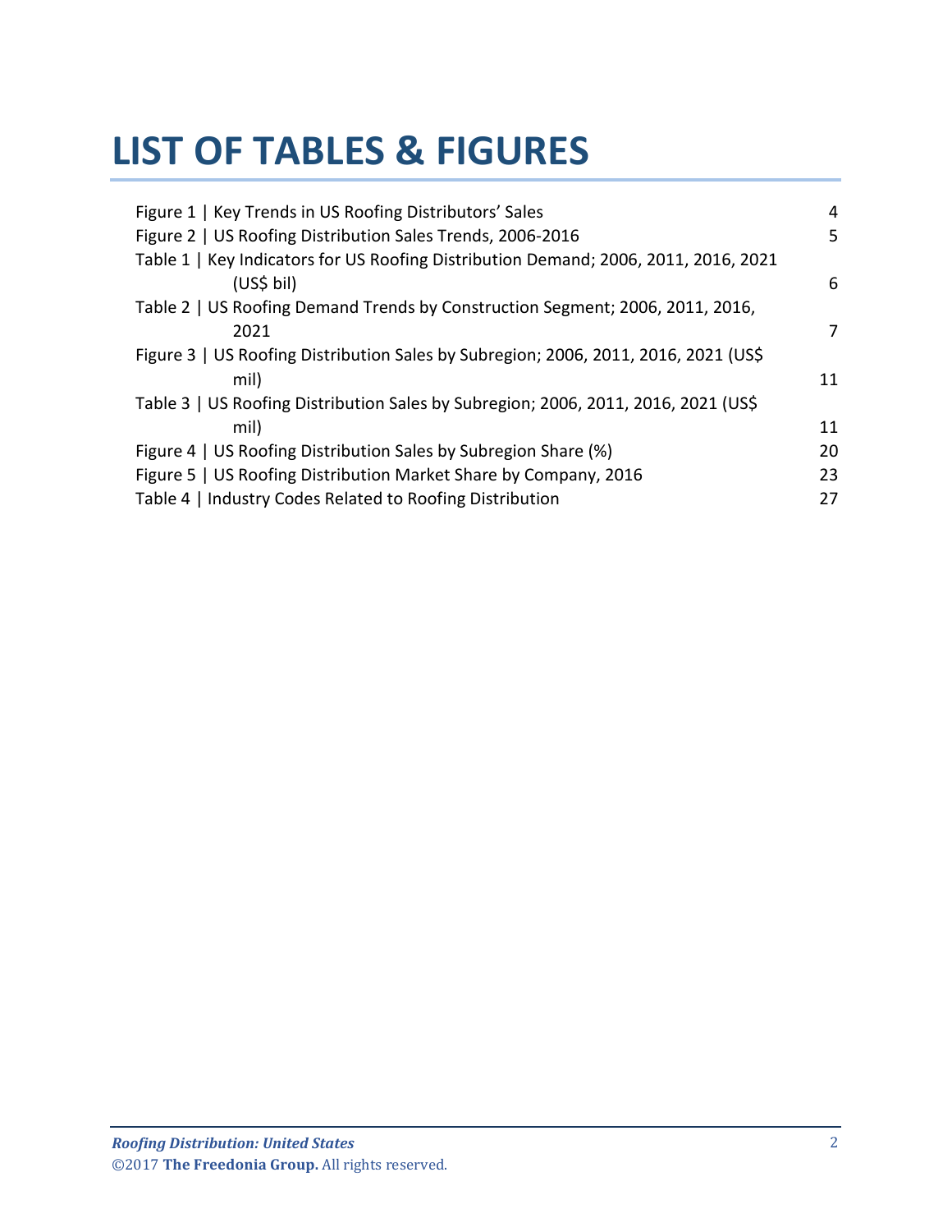# LIST OF TABLES & FIGURES

Figure 1 | Key Trends in US Roofing Distributors' Sales 4
Figure 2 | US Roofing Distribution Sales Trends, 2006-2016 5
Table 1 | Key Indicators for US Roofing Distribution Demand; 2006, 2011, 2016, 2021 (US$ bil) 6
Table 2 | US Roofing Demand Trends by Construction Segment; 2006, 2011, 2016, 2021 7
Figure 3 | US Roofing Distribution Sales by Subregion; 2006, 2011, 2016, 2021 (US$ mil) 11
Table 3 | US Roofing Distribution Sales by Subregion; 2006, 2011, 2016, 2021 (US$ mil) 11
Figure 4 | US Roofing Distribution Sales by Subregion Share (%) 20
Figure 5 | US Roofing Distribution Market Share by Company, 2016 23
Table 4 | Industry Codes Related to Roofing Distribution 27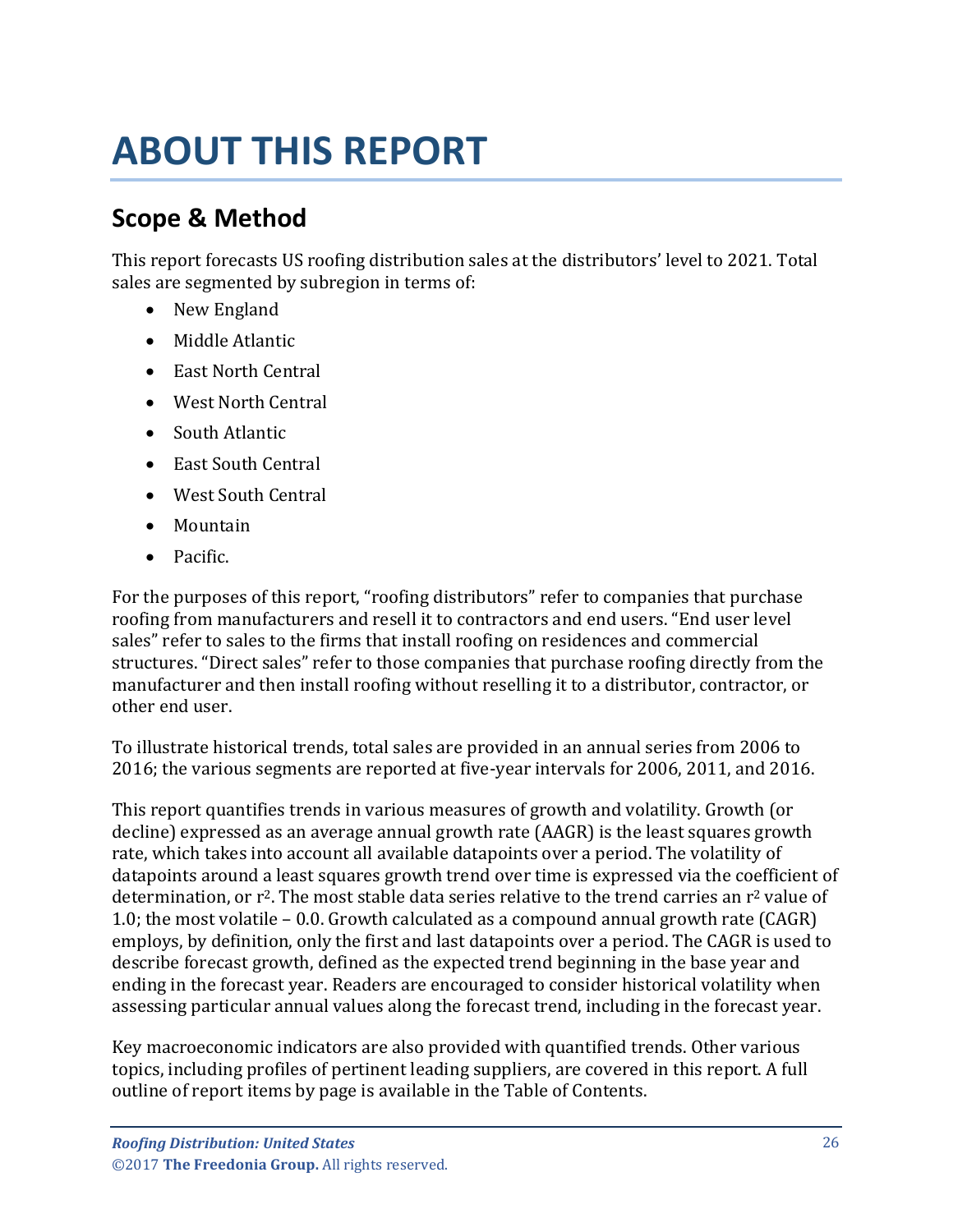# ABOUT THIS REPORT

## Scope & Method

This report forecasts US roofing distribution sales at the distributors' level to 2021. Total sales are segmented by subregion in terms of:

- New England
- Middle Atlantic
- East North Central
- West North Central
- South Atlantic
- East South Central
- West South Central
- Mountain
- Pacific.

For the purposes of this report, "roofing distributors" refer to companies that purchase roofing from manufacturers and resell it to contractors and end users. "End user level sales" refer to sales to the firms that install roofing on residences and commercial structures. "Direct sales" refer to those companies that purchase roofing directly from the manufacturer and then install roofing without reselling it to a distributor, contractor, or other end user.

To illustrate historical trends, total sales are provided in an annual series from 2006 to 2016; the various segments are reported at five-year intervals for 2006, 2011, and 2016.

This report quantifies trends in various measures of growth and volatility. Growth (or decline) expressed as an average annual growth rate (AAGR) is the least squares growth rate, which takes into account all available datapoints over a period. The volatility of datapoints around a least squares growth trend over time is expressed via the coefficient of determination, or $r^2$. The most stable data series relative to the trend carries an $r^2$ value of 1.0; the most volatile – 0.0. Growth calculated as a compound annual growth rate (CAGR) employs, by definition, only the first and last datapoints over a period. The CAGR is used to describe forecast growth, defined as the expected trend beginning in the base year and ending in the forecast year. Readers are encouraged to consider historical volatility when assessing particular annual values along the forecast trend, including in the forecast year.

Key macroeconomic indicators are also provided with quantified trends. Other various topics, including profiles of pertinent leading suppliers, are covered in this report. A full outline of report items by page is available in the Table of Contents.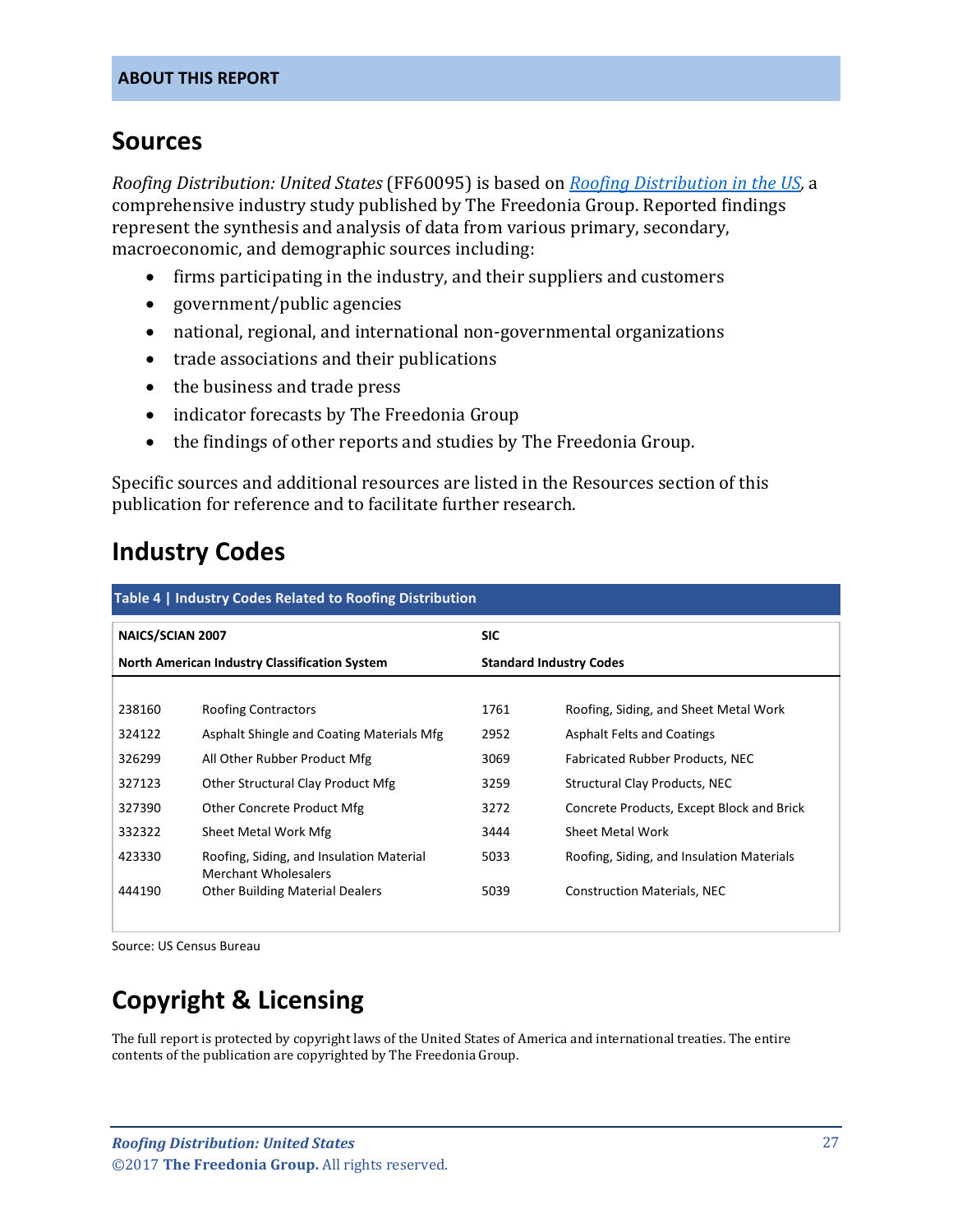**ABOUT THIS REPORT**

## Sources

*Roofing Distribution: United States* (FF60095) is based on *Roofing Distribution in the US*, a comprehensive industry study published by The Freedonia Group. Reported findings represent the synthesis and analysis of data from various primary, secondary, macroeconomic, and demographic sources including:

- firms participating in the industry, and their suppliers and customers
- government/public agencies
- national, regional, and international non-governmental organizations
- trade associations and their publications
- the business and trade press
- indicator forecasts by The Freedonia Group
- the findings of other reports and studies by The Freedonia Group.

Specific sources and additional resources are listed in the Resources section of this publication for reference and to facilitate further research.

## Industry Codes

**Table 4 | Industry Codes Related to Roofing Distribution**

| NAICS/SCIAN 2007<br>North American Industry Classification System | | SIC<br>Standard Industry Codes | |
|---|---|---|---|
| 238160 | Roofing Contractors | 1761 | Roofing, Siding, and Sheet Metal Work |
| 324122 | Asphalt Shingle and Coating Materials Mfg | 2952 | Asphalt Felts and Coatings |
| 326299 | All Other Rubber Product Mfg | 3069 | Fabricated Rubber Products, NEC |
| 327123 | Other Structural Clay Product Mfg | 3259 | Structural Clay Products, NEC |
| 327390 | Other Concrete Product Mfg | 3272 | Concrete Products, Except Block and Brick |
| 332322 | Sheet Metal Work Mfg | 3444 | Sheet Metal Work |
| 423330 | Roofing, Siding, and Insulation Material Merchant Wholesalers | 5033 | Roofing, Siding, and Insulation Materials |
| 444190 | Other Building Material Dealers | 5039 | Construction Materials, NEC |

Source: US Census Bureau

## Copyright & Licensing

The full report is protected by copyright laws of the United States of America and international treaties. The entire contents of the publication are copyrighted by The Freedonia Group.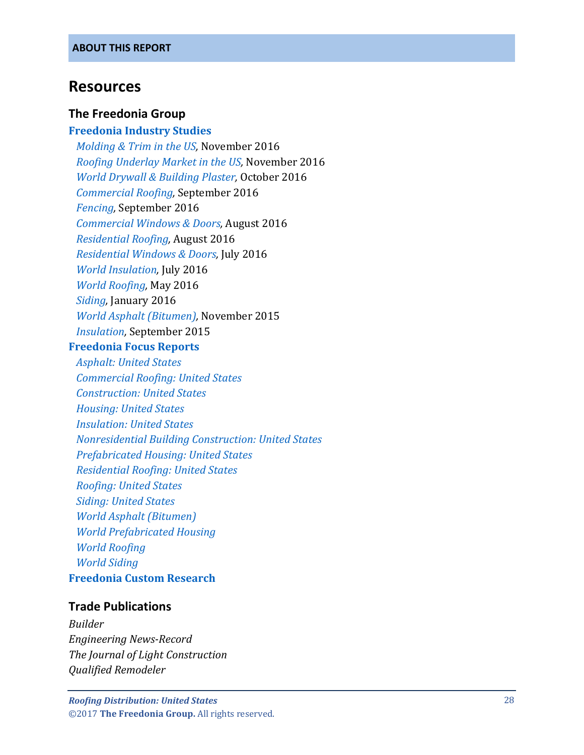ABOUT THIS REPORT

## Resources

### The Freedonia Group

**Freedonia Industry Studies**

*Molding & Trim in the US*, November 2016
*Roofing Underlay Market in the US*, November 2016
*World Drywall & Building Plaster*, October 2016
*Commercial Roofing*, September 2016
*Fencing*, September 2016
*Commercial Windows & Doors*, August 2016
*Residential Roofing*, August 2016
*Residential Windows & Doors*, July 2016
*World Insulation*, July 2016
*World Roofing*, May 2016
*Siding*, January 2016
*World Asphalt (Bitumen)*, November 2015
*Insulation*, September 2015

**Freedonia Focus Reports**

*Asphalt: United States*
*Commercial Roofing: United States*
*Construction: United States*
*Housing: United States*
*Insulation: United States*
*Nonresidential Building Construction: United States*
*Prefabricated Housing: United States*
*Residential Roofing: United States*
*Roofing: United States*
*Siding: United States*
*World Asphalt (Bitumen)*
*World Prefabricated Housing*
*World Roofing*
*World Siding*

**Freedonia Custom Research**

### Trade Publications

*Builder*
*Engineering News-Record*
*The Journal of Light Construction*
*Qualified Remodeler*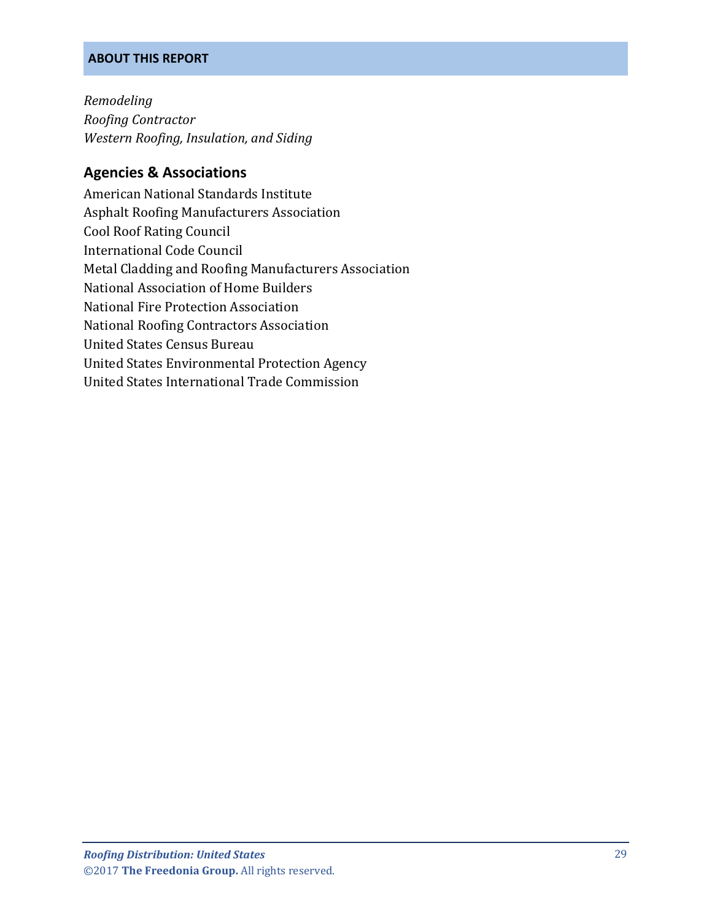*Remodeling*
*Roofing Contractor*
*Western Roofing, Insulation, and Siding*

## Agencies & Associations

American National Standards Institute
Asphalt Roofing Manufacturers Association
Cool Roof Rating Council
International Code Council
Metal Cladding and Roofing Manufacturers Association
National Association of Home Builders
National Fire Protection Association
National Roofing Contractors Association
United States Census Bureau
United States Environmental Protection Agency
United States International Trade Commission